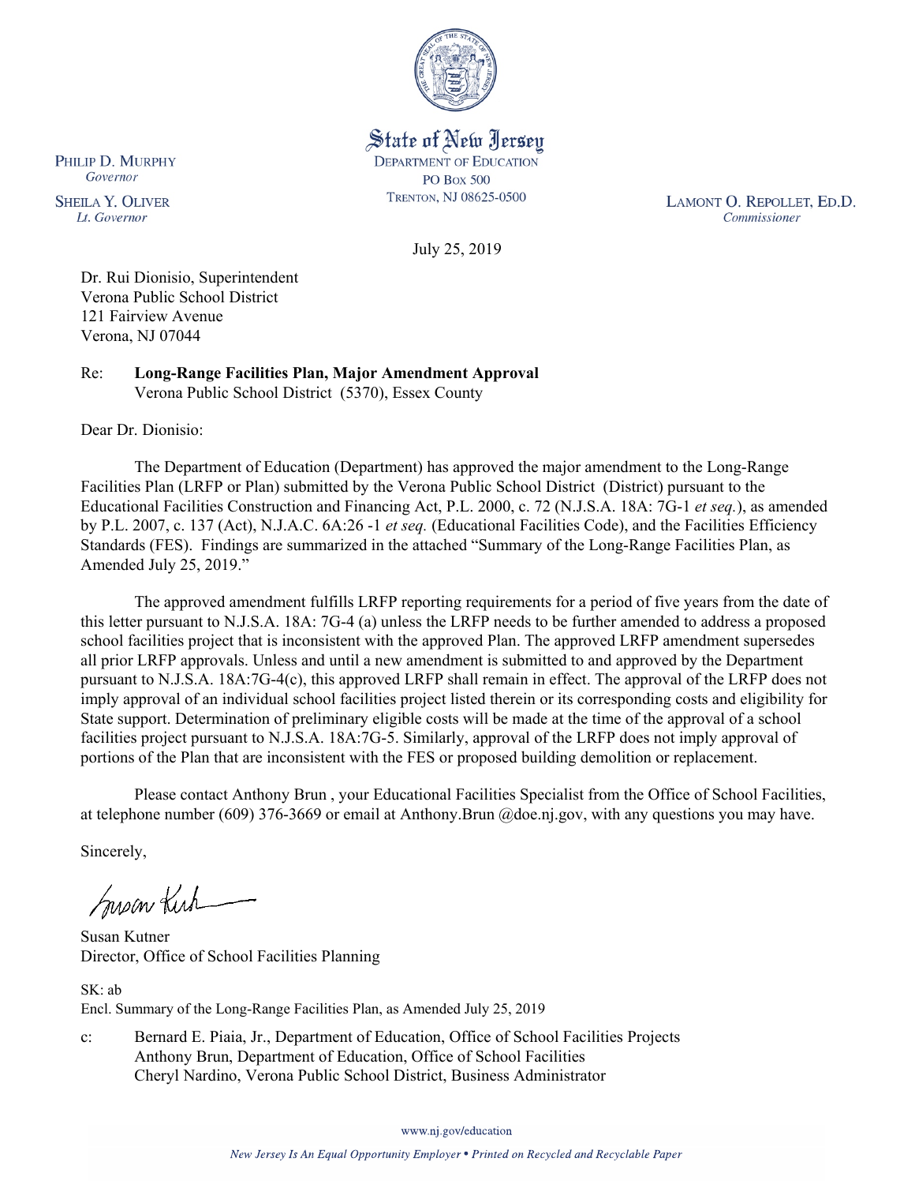State of New Jersey
DEPARTMENT OF EDUCATION
PO BOX 500
TRENTON, NJ 08625-0500

PHILIP D. MURPHY
*Governor*

SHEILA Y. OLIVER
*Lt. Governor*

LAMONT O. REPOLLET, ED.D.
*Commissioner*

July 25, 2019

Dr. Rui Dionisio, Superintendent
Verona Public School District
121 Fairview Avenue
Verona, NJ 07044

Re: **Long-Range Facilities Plan, Major Amendment Approval**
Verona Public School District (5370), Essex County

Dear Dr. Dionisio:

The Department of Education (Department) has approved the major amendment to the Long-Range Facilities Plan (LRFP or Plan) submitted by the Verona Public School District (District) pursuant to the Educational Facilities Construction and Financing Act, P.L. 2000, c. 72 (N.J.S.A. 18A: 7G-1 *et seq.*), as amended by P.L. 2007, c. 137 (Act), N.J.A.C. 6A:26 -1 *et seq.* (Educational Facilities Code), and the Facilities Efficiency Standards (FES). Findings are summarized in the attached "Summary of the Long-Range Facilities Plan, as Amended July 25, 2019."

The approved amendment fulfills LRFP reporting requirements for a period of five years from the date of this letter pursuant to N.J.S.A. 18A: 7G-4 (a) unless the LRFP needs to be further amended to address a proposed school facilities project that is inconsistent with the approved Plan. The approved LRFP amendment supersedes all prior LRFP approvals. Unless and until a new amendment is submitted to and approved by the Department pursuant to N.J.S.A. 18A:7G-4(c), this approved LRFP shall remain in effect. The approval of the LRFP does not imply approval of an individual school facilities project listed therein or its corresponding costs and eligibility for State support. Determination of preliminary eligible costs will be made at the time of the approval of a school facilities project pursuant to N.J.S.A. 18A:7G-5. Similarly, approval of the LRFP does not imply approval of portions of the Plan that are inconsistent with the FES or proposed building demolition or replacement.

Please contact Anthony Brun , your Educational Facilities Specialist from the Office of School Facilities, at telephone number (609) 376-3669 or email at Anthony.Brun @doe.nj.gov, with any questions you may have.

Sincerely,

Susan Kutner
Director, Office of School Facilities Planning

SK: ab
Encl. Summary of the Long-Range Facilities Plan, as Amended July 25, 2019

c: Bernard E. Piaia, Jr., Department of Education, Office of School Facilities Projects
Anthony Brun, Department of Education, Office of School Facilities
Cheryl Nardino, Verona Public School District, Business Administrator

www.nj.gov/education

*New Jersey Is An Equal Opportunity Employer • Printed on Recycled and Recyclable Paper*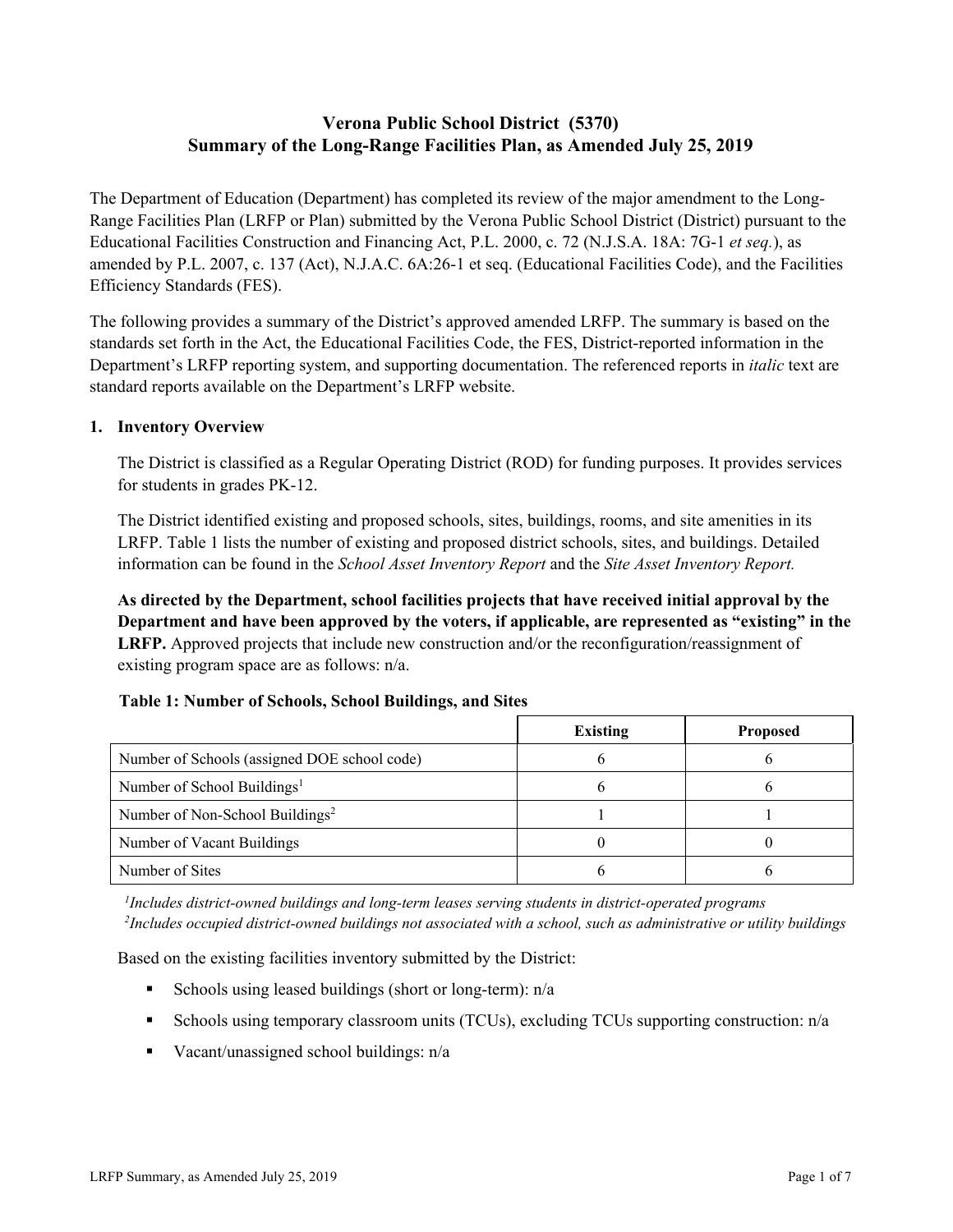# Verona Public School District (5370)
# Summary of the Long-Range Facilities Plan, as Amended July 25, 2019

The Department of Education (Department) has completed its review of the major amendment to the Long-Range Facilities Plan (LRFP or Plan) submitted by the Verona Public School District (District) pursuant to the Educational Facilities Construction and Financing Act, P.L. 2000, c. 72 (N.J.S.A. 18A: 7G-1 *et seq.*), as amended by P.L. 2007, c. 137 (Act), N.J.A.C. 6A:26-1 et seq. (Educational Facilities Code), and the Facilities Efficiency Standards (FES).

The following provides a summary of the District's approved amended LRFP. The summary is based on the standards set forth in the Act, the Educational Facilities Code, the FES, District-reported information in the Department's LRFP reporting system, and supporting documentation. The referenced reports in *italic* text are standard reports available on the Department's LRFP website.

## 1. Inventory Overview

The District is classified as a Regular Operating District (ROD) for funding purposes. It provides services for students in grades PK-12.

The District identified existing and proposed schools, sites, buildings, rooms, and site amenities in its LRFP. Table 1 lists the number of existing and proposed district schools, sites, and buildings. Detailed information can be found in the *School Asset Inventory Report* and the *Site Asset Inventory Report.*

**As directed by the Department, school facilities projects that have received initial approval by the Department and have been approved by the voters, if applicable, are represented as "existing" in the LRFP.** Approved projects that include new construction and/or the reconfiguration/reassignment of existing program space are as follows: n/a.

**Table 1: Number of Schools, School Buildings, and Sites**

| | Existing | Proposed |
|---|---|---|
| Number of Schools (assigned DOE school code) | 6 | 6 |
| Number of School Buildings[1] | 6 | 6 |
| Number of Non-School Buildings[2] | 1 | 1 |
| Number of Vacant Buildings | 0 | 0 |
| Number of Sites | 6 | 6 |

*[1]Includes district-owned buildings and long-term leases serving students in district-operated programs*
*[2]Includes occupied district-owned buildings not associated with a school, such as administrative or utility buildings*

Based on the existing facilities inventory submitted by the District:

- Schools using leased buildings (short or long-term): n/a
- Schools using temporary classroom units (TCUs), excluding TCUs supporting construction: n/a
- Vacant/unassigned school buildings: n/a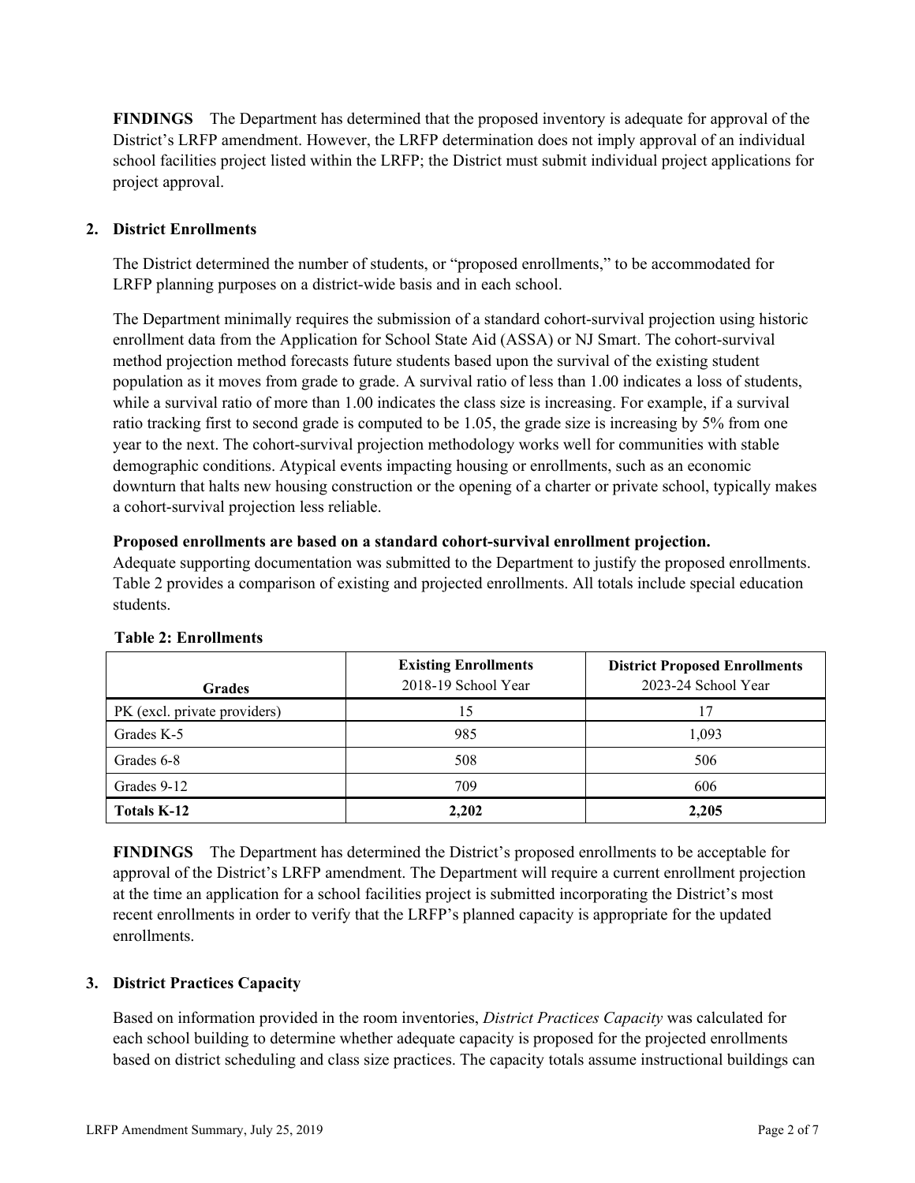**FINDINGS** The Department has determined that the proposed inventory is adequate for approval of the District's LRFP amendment. However, the LRFP determination does not imply approval of an individual school facilities project listed within the LRFP; the District must submit individual project applications for project approval.

## 2. District Enrollments

The District determined the number of students, or "proposed enrollments," to be accommodated for LRFP planning purposes on a district-wide basis and in each school.

The Department minimally requires the submission of a standard cohort-survival projection using historic enrollment data from the Application for School State Aid (ASSA) or NJ Smart. The cohort-survival method projection method forecasts future students based upon the survival of the existing student population as it moves from grade to grade. A survival ratio of less than 1.00 indicates a loss of students, while a survival ratio of more than 1.00 indicates the class size is increasing. For example, if a survival ratio tracking first to second grade is computed to be 1.05, the grade size is increasing by 5% from one year to the next. The cohort-survival projection methodology works well for communities with stable demographic conditions. Atypical events impacting housing or enrollments, such as an economic downturn that halts new housing construction or the opening of a charter or private school, typically makes a cohort-survival projection less reliable.

**Proposed enrollments are based on a standard cohort-survival enrollment projection.**
Adequate supporting documentation was submitted to the Department to justify the proposed enrollments. Table 2 provides a comparison of existing and projected enrollments. All totals include special education students.

**Table 2: Enrollments**

| Grades | **Existing Enrollments** 2018-19 School Year | **District Proposed Enrollments** 2023-24 School Year |
|---|---|---|
| PK (excl. private providers) | 15 | 17 |
| Grades K-5 | 985 | 1,093 |
| Grades 6-8 | 508 | 506 |
| Grades 9-12 | 709 | 606 |
| **Totals K-12** | **2,202** | **2,205** |

**FINDINGS** The Department has determined the District's proposed enrollments to be acceptable for approval of the District's LRFP amendment. The Department will require a current enrollment projection at the time an application for a school facilities project is submitted incorporating the District's most recent enrollments in order to verify that the LRFP's planned capacity is appropriate for the updated enrollments.

## 3. District Practices Capacity

Based on information provided in the room inventories, *District Practices Capacity* was calculated for each school building to determine whether adequate capacity is proposed for the projected enrollments based on district scheduling and class size practices. The capacity totals assume instructional buildings can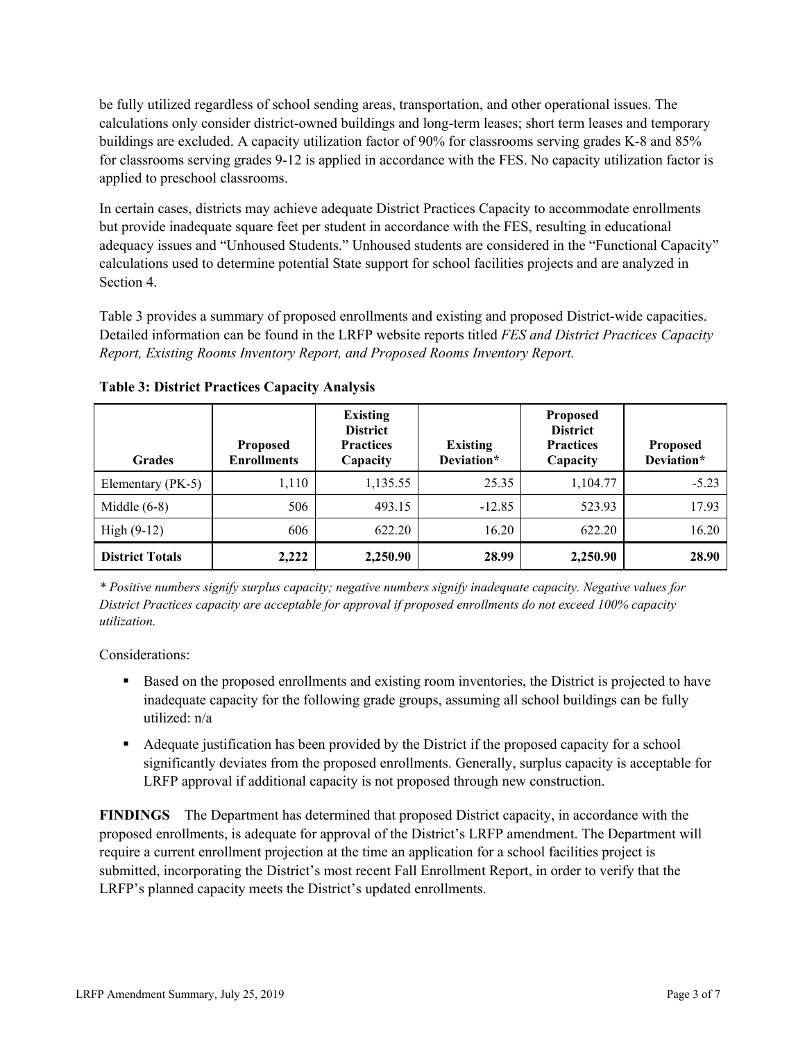be fully utilized regardless of school sending areas, transportation, and other operational issues. The calculations only consider district-owned buildings and long-term leases; short term leases and temporary buildings are excluded. A capacity utilization factor of 90% for classrooms serving grades K-8 and 85% for classrooms serving grades 9-12 is applied in accordance with the FES. No capacity utilization factor is applied to preschool classrooms.

In certain cases, districts may achieve adequate District Practices Capacity to accommodate enrollments but provide inadequate square feet per student in accordance with the FES, resulting in educational adequacy issues and "Unhoused Students." Unhoused students are considered in the "Functional Capacity" calculations used to determine potential State support for school facilities projects and are analyzed in Section 4.

Table 3 provides a summary of proposed enrollments and existing and proposed District-wide capacities. Detailed information can be found in the LRFP website reports titled *FES and District Practices Capacity Report, Existing Rooms Inventory Report, and Proposed Rooms Inventory Report.*

**Table 3: District Practices Capacity Analysis**

| Grades | Proposed Enrollments | Existing District Practices Capacity | Existing Deviation* | Proposed District Practices Capacity | Proposed Deviation* |
|---|---|---|---|---|---|
| Elementary (PK-5) | 1,110 | 1,135.55 | 25.35 | 1,104.77 | -5.23 |
| Middle (6-8) | 506 | 493.15 | -12.85 | 523.93 | 17.93 |
| High (9-12) | 606 | 622.20 | 16.20 | 622.20 | 16.20 |
| **District Totals** | **2,222** | **2,250.90** | **28.99** | **2,250.90** | **28.90** |

*\* Positive numbers signify surplus capacity; negative numbers signify inadequate capacity. Negative values for District Practices capacity are acceptable for approval if proposed enrollments do not exceed 100% capacity utilization.*

Considerations:

- Based on the proposed enrollments and existing room inventories, the District is projected to have inadequate capacity for the following grade groups, assuming all school buildings can be fully utilized: n/a
- Adequate justification has been provided by the District if the proposed capacity for a school significantly deviates from the proposed enrollments. Generally, surplus capacity is acceptable for LRFP approval if additional capacity is not proposed through new construction.

**FINDINGS** The Department has determined that proposed District capacity, in accordance with the proposed enrollments, is adequate for approval of the District's LRFP amendment. The Department will require a current enrollment projection at the time an application for a school facilities project is submitted, incorporating the District's most recent Fall Enrollment Report, in order to verify that the LRFP's planned capacity meets the District's updated enrollments.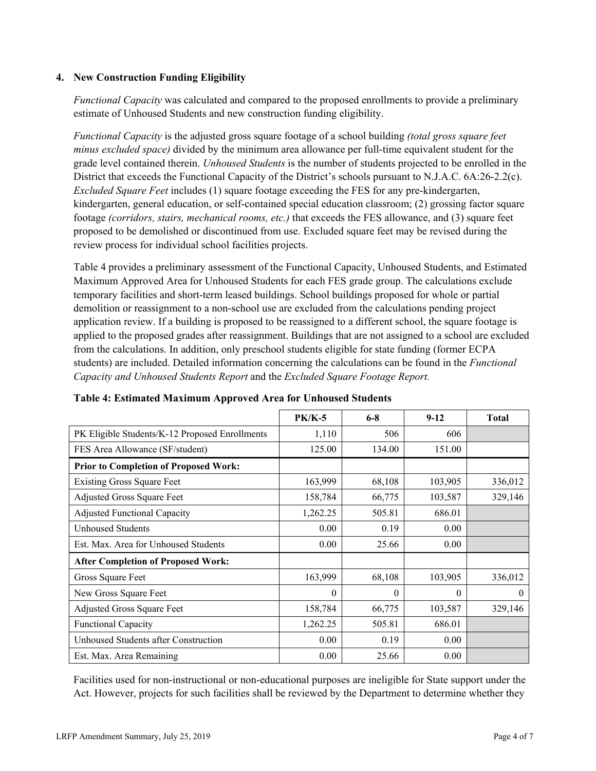### 4. New Construction Funding Eligibility

*Functional Capacity* was calculated and compared to the proposed enrollments to provide a preliminary estimate of Unhoused Students and new construction funding eligibility.

*Functional Capacity* is the adjusted gross square footage of a school building *(total gross square feet minus excluded space)* divided by the minimum area allowance per full-time equivalent student for the grade level contained therein. *Unhoused Students* is the number of students projected to be enrolled in the District that exceeds the Functional Capacity of the District's schools pursuant to N.J.A.C. 6A:26-2.2(c). *Excluded Square Feet* includes (1) square footage exceeding the FES for any pre-kindergarten, kindergarten, general education, or self-contained special education classroom; (2) grossing factor square footage *(corridors, stairs, mechanical rooms, etc.)* that exceeds the FES allowance, and (3) square feet proposed to be demolished or discontinued from use. Excluded square feet may be revised during the review process for individual school facilities projects.

Table 4 provides a preliminary assessment of the Functional Capacity, Unhoused Students, and Estimated Maximum Approved Area for Unhoused Students for each FES grade group. The calculations exclude temporary facilities and short-term leased buildings. School buildings proposed for whole or partial demolition or reassignment to a non-school use are excluded from the calculations pending project application review. If a building is proposed to be reassigned to a different school, the square footage is applied to the proposed grades after reassignment. Buildings that are not assigned to a school are excluded from the calculations. In addition, only preschool students eligible for state funding (former ECPA students) are included. Detailed information concerning the calculations can be found in the *Functional Capacity and Unhoused Students Report* and the *Excluded Square Footage Report.*

**Table 4: Estimated Maximum Approved Area for Unhoused Students**

| | PK/K-5 | 6-8 | 9-12 | Total |
|---|---|---|---|---|
| PK Eligible Students/K-12 Proposed Enrollments | 1,110 | 506 | 606 | |
| FES Area Allowance (SF/student) | 125.00 | 134.00 | 151.00 | |
| **Prior to Completion of Proposed Work:** | | | | |
| Existing Gross Square Feet | 163,999 | 68,108 | 103,905 | 336,012 |
| Adjusted Gross Square Feet | 158,784 | 66,775 | 103,587 | 329,146 |
| Adjusted Functional Capacity | 1,262.25 | 505.81 | 686.01 | |
| Unhoused Students | 0.00 | 0.19 | 0.00 | |
| Est. Max. Area for Unhoused Students | 0.00 | 25.66 | 0.00 | |
| **After Completion of Proposed Work:** | | | | |
| Gross Square Feet | 163,999 | 68,108 | 103,905 | 336,012 |
| New Gross Square Feet | 0 | 0 | 0 | 0 |
| Adjusted Gross Square Feet | 158,784 | 66,775 | 103,587 | 329,146 |
| Functional Capacity | 1,262.25 | 505.81 | 686.01 | |
| Unhoused Students after Construction | 0.00 | 0.19 | 0.00 | |
| Est. Max. Area Remaining | 0.00 | 25.66 | 0.00 | |

Facilities used for non-instructional or non-educational purposes are ineligible for State support under the Act. However, projects for such facilities shall be reviewed by the Department to determine whether they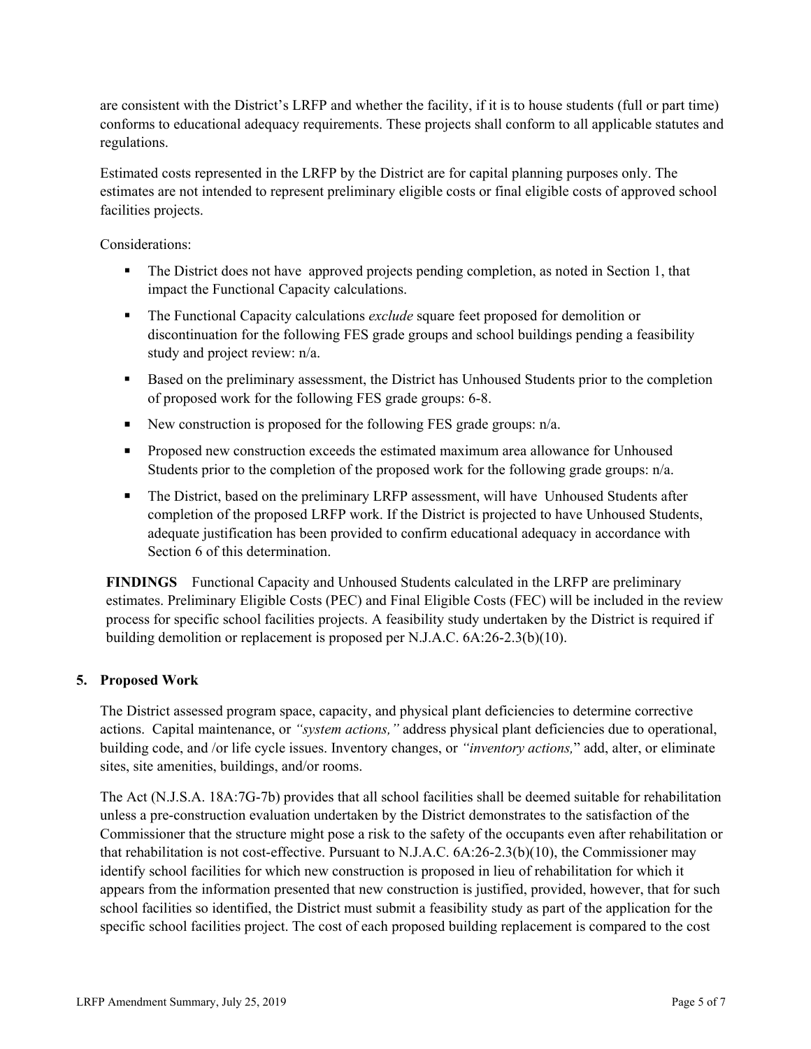are consistent with the District's LRFP and whether the facility, if it is to house students (full or part time) conforms to educational adequacy requirements. These projects shall conform to all applicable statutes and regulations.

Estimated costs represented in the LRFP by the District are for capital planning purposes only. The estimates are not intended to represent preliminary eligible costs or final eligible costs of approved school facilities projects.

Considerations:

- The District does not have approved projects pending completion, as noted in Section 1, that impact the Functional Capacity calculations.
- The Functional Capacity calculations *exclude* square feet proposed for demolition or discontinuation for the following FES grade groups and school buildings pending a feasibility study and project review: n/a.
- Based on the preliminary assessment, the District has Unhoused Students prior to the completion of proposed work for the following FES grade groups: 6-8.
- New construction is proposed for the following FES grade groups: n/a.
- Proposed new construction exceeds the estimated maximum area allowance for Unhoused Students prior to the completion of the proposed work for the following grade groups: n/a.
- The District, based on the preliminary LRFP assessment, will have Unhoused Students after completion of the proposed LRFP work. If the District is projected to have Unhoused Students, adequate justification has been provided to confirm educational adequacy in accordance with Section 6 of this determination.

**FINDINGS** Functional Capacity and Unhoused Students calculated in the LRFP are preliminary estimates. Preliminary Eligible Costs (PEC) and Final Eligible Costs (FEC) will be included in the review process for specific school facilities projects. A feasibility study undertaken by the District is required if building demolition or replacement is proposed per N.J.A.C. 6A:26-2.3(b)(10).

## 5. Proposed Work

The District assessed program space, capacity, and physical plant deficiencies to determine corrective actions. Capital maintenance, or *"system actions,"* address physical plant deficiencies due to operational, building code, and /or life cycle issues. Inventory changes, or *"inventory actions,"* add, alter, or eliminate sites, site amenities, buildings, and/or rooms.

The Act (N.J.S.A. 18A:7G-7b) provides that all school facilities shall be deemed suitable for rehabilitation unless a pre-construction evaluation undertaken by the District demonstrates to the satisfaction of the Commissioner that the structure might pose a risk to the safety of the occupants even after rehabilitation or that rehabilitation is not cost-effective. Pursuant to N.J.A.C. 6A:26-2.3(b)(10), the Commissioner may identify school facilities for which new construction is proposed in lieu of rehabilitation for which it appears from the information presented that new construction is justified, provided, however, that for such school facilities so identified, the District must submit a feasibility study as part of the application for the specific school facilities project. The cost of each proposed building replacement is compared to the cost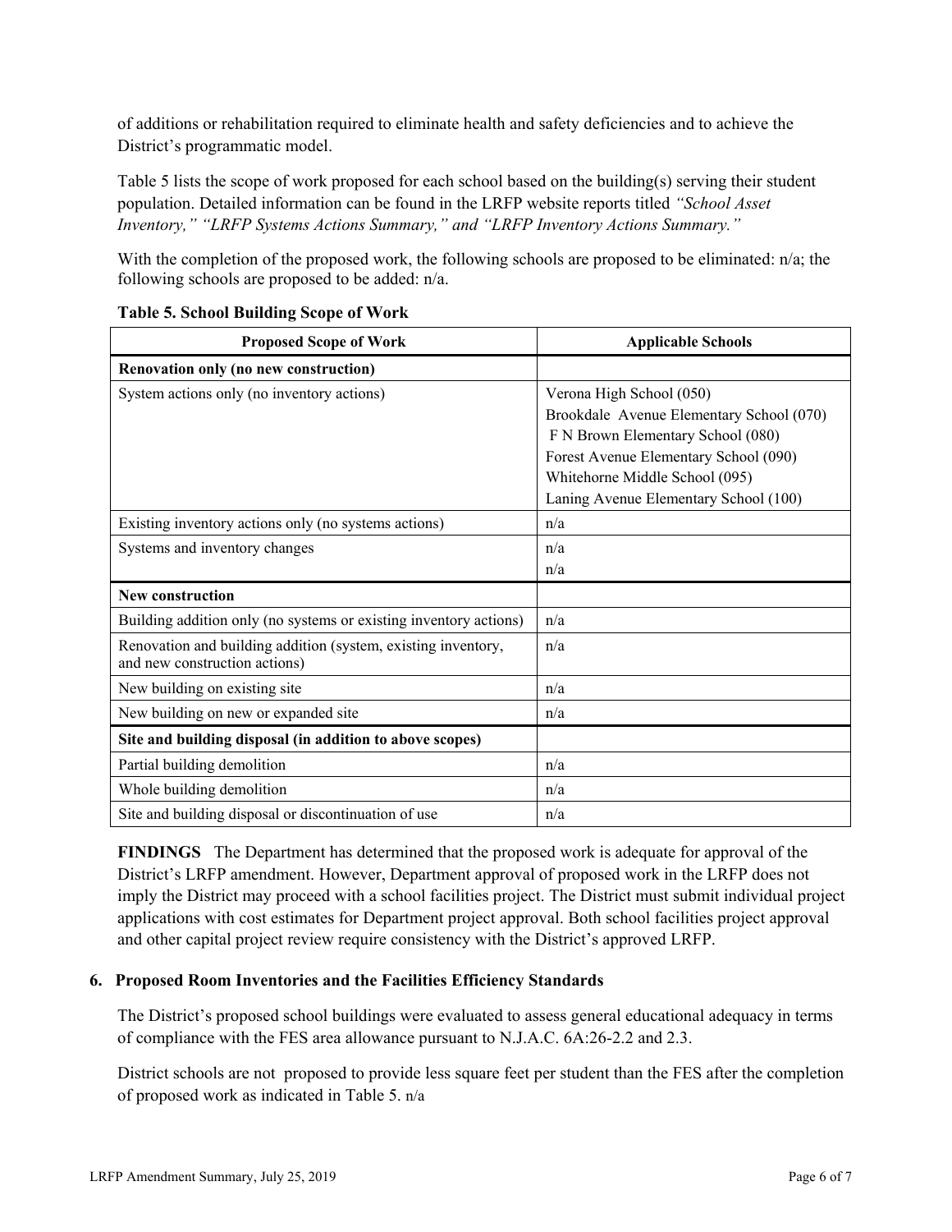of additions or rehabilitation required to eliminate health and safety deficiencies and to achieve the District's programmatic model.

Table 5 lists the scope of work proposed for each school based on the building(s) serving their student population. Detailed information can be found in the LRFP website reports titled *"School Asset Inventory," "LRFP Systems Actions Summary," and "LRFP Inventory Actions Summary."*

With the completion of the proposed work, the following schools are proposed to be eliminated: n/a; the following schools are proposed to be added: n/a.

**Table 5. School Building Scope of Work**

| Proposed Scope of Work | Applicable Schools |
|---|---|
| **Renovation only (no new construction)** | |
| System actions only (no inventory actions) | Verona High School (050)<br>Brookdale Avenue Elementary School (070)<br>F N Brown Elementary School (080)<br>Forest Avenue Elementary School (090)<br>Whitehorne Middle School (095)<br>Laning Avenue Elementary School (100) |
| Existing inventory actions only (no systems actions) | n/a |
| Systems and inventory changes | n/a<br>n/a |
| **New construction** | |
| Building addition only (no systems or existing inventory actions) | n/a |
| Renovation and building addition (system, existing inventory, and new construction actions) | n/a |
| New building on existing site | n/a |
| New building on new or expanded site | n/a |
| **Site and building disposal (in addition to above scopes)** | |
| Partial building demolition | n/a |
| Whole building demolition | n/a |
| Site and building disposal or discontinuation of use | n/a |

**FINDINGS** The Department has determined that the proposed work is adequate for approval of the District's LRFP amendment. However, Department approval of proposed work in the LRFP does not imply the District may proceed with a school facilities project. The District must submit individual project applications with cost estimates for Department project approval. Both school facilities project approval and other capital project review require consistency with the District's approved LRFP.

## 6. Proposed Room Inventories and the Facilities Efficiency Standards

The District's proposed school buildings were evaluated to assess general educational adequacy in terms of compliance with the FES area allowance pursuant to N.J.A.C. 6A:26-2.2 and 2.3.

District schools are not proposed to provide less square feet per student than the FES after the completion of proposed work as indicated in Table 5. n/a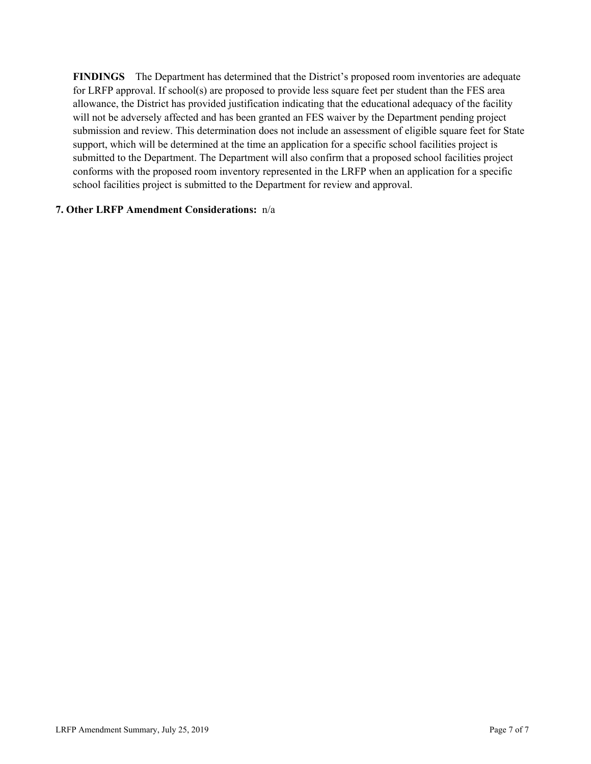**FINDINGS** The Department has determined that the District's proposed room inventories are adequate for LRFP approval. If school(s) are proposed to provide less square feet per student than the FES area allowance, the District has provided justification indicating that the educational adequacy of the facility will not be adversely affected and has been granted an FES waiver by the Department pending project submission and review. This determination does not include an assessment of eligible square feet for State support, which will be determined at the time an application for a specific school facilities project is submitted to the Department. The Department will also confirm that a proposed school facilities project conforms with the proposed room inventory represented in the LRFP when an application for a specific school facilities project is submitted to the Department for review and approval.

**7. Other LRFP Amendment Considerations:** n/a